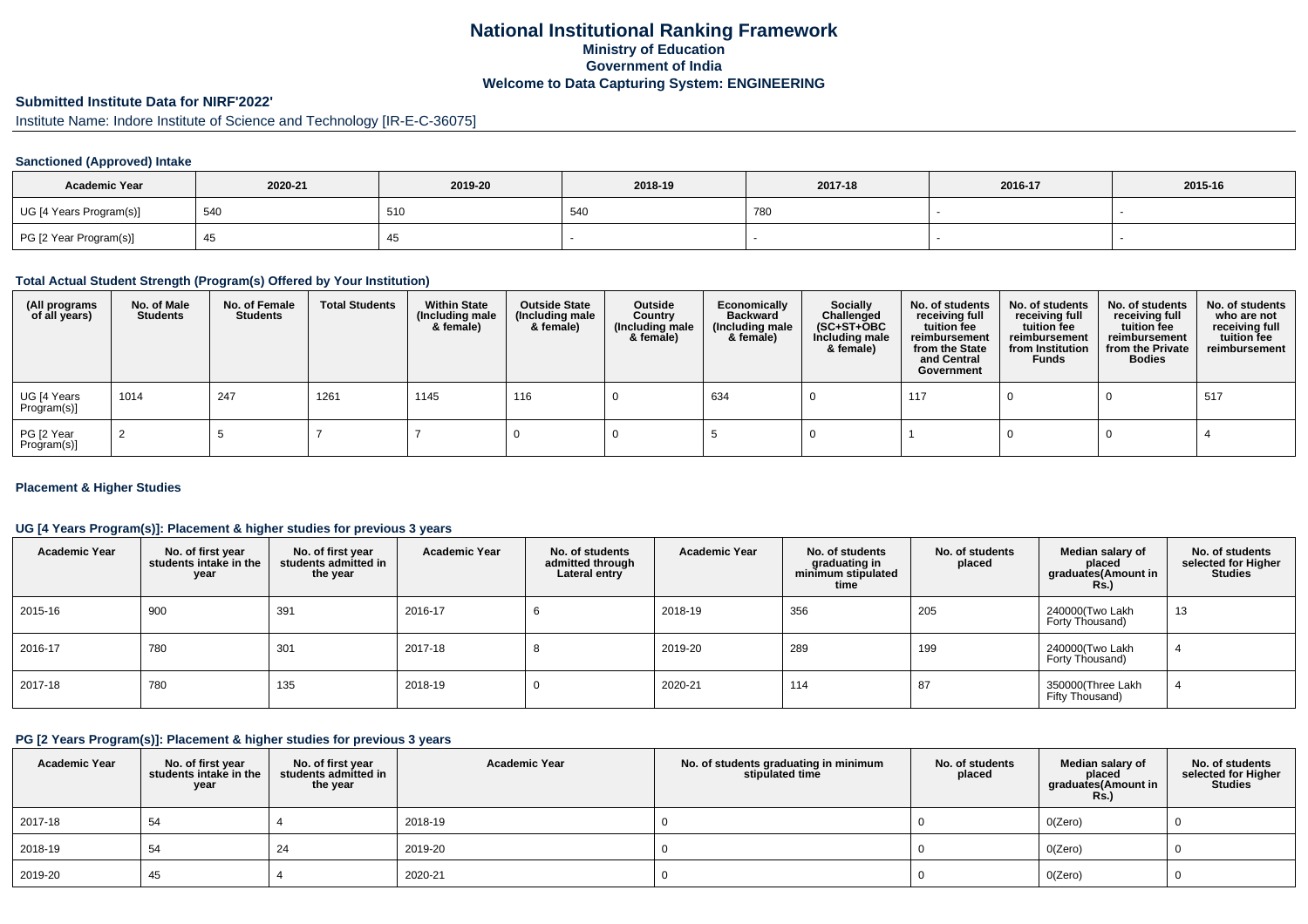# National Institutional Ranking Framework
## Ministry of Education
## Government of India
## Welcome to Data Capturing System: ENGINEERING

### Submitted Institute Data for NIRF'2022'

Institute Name: Indore Institute of Science and Technology [IR-E-C-36075]

### Sanctioned (Approved) Intake

| Academic Year | 2020-21 | 2019-20 | 2018-19 | 2017-18 | 2016-17 | 2015-16 |
|---|---|---|---|---|---|---|
| UG [4 Years Program(s)] | 540 | 510 | 540 | 780 | - | - |
| PG [2 Year Program(s)] | 45 | 45 | - | - | - | - |

### Total Actual Student Strength (Program(s) Offered by Your Institution)

| (All programs of all years) | No. of Male Students | No. of Female Students | Total Students | Within State (Including male & female) | Outside State (Including male & female) | Outside Country (Including male & female) | Economically Backward (Including male & female) | Socially Challenged (SC+ST+OBC Including male & female) | No. of students receiving full tuition fee reimbursement from the State and Central Government | No. of students receiving full tuition fee reimbursement from Institution Funds | No. of students receiving full tuition fee reimbursement from the Private Bodies | No. of students who are not receiving full tuition fee reimbursement |
|---|---|---|---|---|---|---|---|---|---|---|---|---|
| UG [4 Years Program(s)] | 1014 | 247 | 1261 | 1145 | 116 | 0 | 634 | 0 | 117 | 0 | 0 | 517 |
| PG [2 Year Program(s)] | 2 | 5 | 7 | 7 | 0 | 0 | 5 | 0 | 1 | 0 | 0 | 4 |

### Placement & Higher Studies

### UG [4 Years Program(s)]: Placement & higher studies for previous 3 years

| Academic Year | No. of first year students intake in the year | No. of first year students admitted in the year | Academic Year | No. of students admitted through Lateral entry | Academic Year | No. of students graduating in minimum stipulated time | No. of students placed | Median salary of placed graduates(Amount in Rs.) | No. of students selected for Higher Studies |
|---|---|---|---|---|---|---|---|---|---|
| 2015-16 | 900 | 391 | 2016-17 | 6 | 2018-19 | 356 | 205 | 240000(Two Lakh Forty Thousand) | 13 |
| 2016-17 | 780 | 301 | 2017-18 | 8 | 2019-20 | 289 | 199 | 240000(Two Lakh Forty Thousand) | 4 |
| 2017-18 | 780 | 135 | 2018-19 | 0 | 2020-21 | 114 | 87 | 350000(Three Lakh Fifty Thousand) | 4 |

### PG [2 Years Program(s)]: Placement & higher studies for previous 3 years

| Academic Year | No. of first year students intake in the year | No. of first year students admitted in the year | Academic Year | No. of students graduating in minimum stipulated time | No. of students placed | Median salary of placed graduates(Amount in Rs.) | No. of students selected for Higher Studies |
|---|---|---|---|---|---|---|---|
| 2017-18 | 54 | 4 | 2018-19 | 0 | 0 | 0(Zero) | 0 |
| 2018-19 | 54 | 24 | 2019-20 | 0 | 0 | 0(Zero) | 0 |
| 2019-20 | 45 | 4 | 2020-21 | 0 | 0 | 0(Zero) | 0 |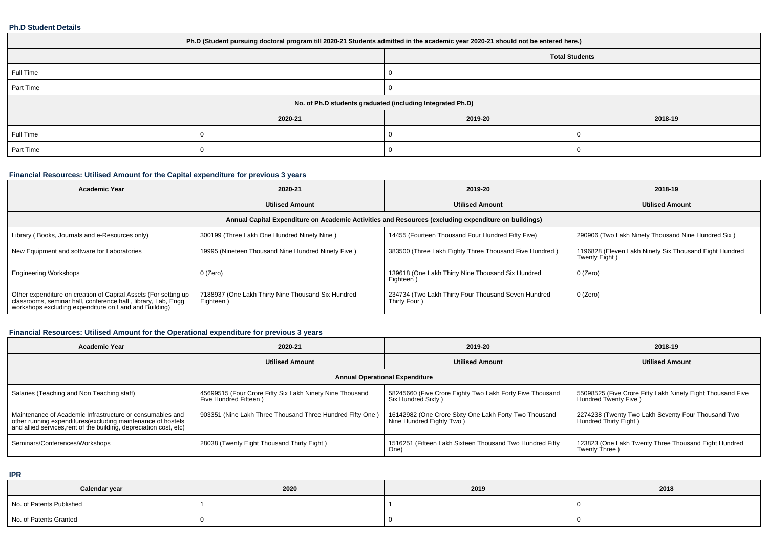### Ph.D Student Details

| Ph.D (Student pursuing doctoral program till 2020-21 Students admitted in the academic year 2020-21 should not be entered here.) | | | |
|---|---|---|---|
| | Total Students | | |
| Full Time | 0 | | |
| Part Time | 0 | | |
| No. of Ph.D students graduated (including Integrated Ph.D) | | | |
| | 2020-21 | 2019-20 | 2018-19 |
| Full Time | 0 | 0 | 0 |
| Part Time | 0 | 0 | 0 |

### Financial Resources: Utilised Amount for the Capital expenditure for previous 3 years

| Academic Year | 2020-21 | 2019-20 | 2018-19 |
|---|---|---|---|
| | Utilised Amount | Utilised Amount | Utilised Amount |
| Annual Capital Expenditure on Academic Activities and Resources (excluding expenditure on buildings) | | | |
| Library ( Books, Journals and e-Resources only) | 300199 (Three Lakh One Hundred Ninety Nine ) | 14455 (Fourteen Thousand Four Hundred Fifty Five) | 290906 (Two Lakh Ninety Thousand Nine Hundred Six ) |
| New Equipment and software for Laboratories | 19995 (Nineteen Thousand Nine Hundred Ninety Five ) | 383500 (Three Lakh Eighty Three Thousand Five Hundred ) | 1196828 (Eleven Lakh Ninety Six Thousand Eight Hundred Twenty Eight ) |
| Engineering Workshops | 0 (Zero) | 139618 (One Lakh Thirty Nine Thousand Six Hundred Eighteen ) | 0 (Zero) |
| Other expenditure on creation of Capital Assets (For setting up classrooms, seminar hall, conference hall , library, Lab, Engg workshops excluding expenditure on Land and Building) | 7188937 (One Lakh Thirty Nine Thousand Six Hundred Eighteen ) | 234734 (Two Lakh Thirty Four Thousand Seven Hundred Thirty Four ) | 0 (Zero) |

### Financial Resources: Utilised Amount for the Operational expenditure for previous 3 years

| Academic Year | 2020-21 | 2019-20 | 2018-19 |
|---|---|---|---|
| | Utilised Amount | Utilised Amount | Utilised Amount |
| Annual Operational Expenditure | | | |
| Salaries (Teaching and Non Teaching staff) | 45699515 (Four Crore Fifty Six Lakh Ninety Nine Thousand Five Hundred Fifteen ) | 58245660 (Five Crore Eighty Two Lakh Forty Five Thousand Six Hundred Sixty ) | 55098525 (Five Crore Fifty Lakh Ninety Eight Thousand Five Hundred Twenty Five ) |
| Maintenance of Academic Infrastructure or consumables and other running expenditures(excluding maintenance of hostels and allied services,rent of the building, depreciation cost, etc) | 903351 (Nine Lakh Three Thousand Three Hundred Fifty One ) | 16142982 (One Crore Sixty One Lakh Forty Two Thousand Nine Hundred Eighty Two ) | 2274238 (Twenty Two Lakh Seventy Four Thousand Two Hundred Thirty Eight ) |
| Seminars/Conferences/Workshops | 28038 (Twenty Eight Thousand Thirty Eight ) | 1516251 (Fifteen Lakh Sixteen Thousand Two Hundred Fifty One) | 123823 (One Lakh Twenty Three Thousand Eight Hundred Twenty Three ) |

### IPR

| Calendar year | 2020 | 2019 | 2018 |
|---|---|---|---|
| No. of Patents Published | 1 | 1 | 0 |
| No. of Patents Granted | 0 | 0 | 0 |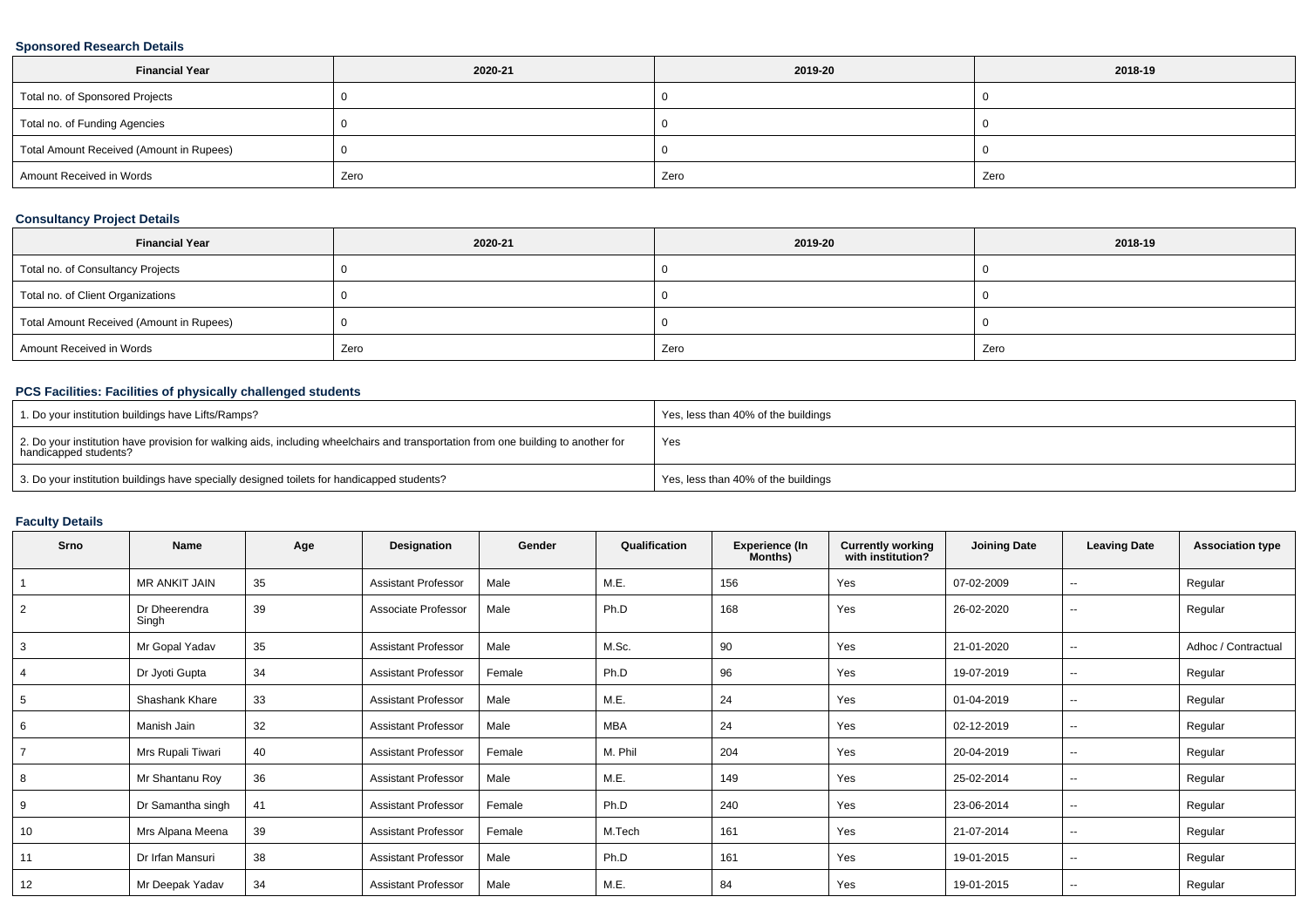### Sponsored Research Details

| Financial Year | 2020-21 | 2019-20 | 2018-19 |
|---|---|---|---|
| Total no. of Sponsored Projects | 0 | 0 | 0 |
| Total no. of Funding Agencies | 0 | 0 | 0 |
| Total Amount Received (Amount in Rupees) | 0 | 0 | 0 |
| Amount Received in Words | Zero | Zero | Zero |

### Consultancy Project Details

| Financial Year | 2020-21 | 2019-20 | 2018-19 |
|---|---|---|---|
| Total no. of Consultancy Projects | 0 | 0 | 0 |
| Total no. of Client Organizations | 0 | 0 | 0 |
| Total Amount Received (Amount in Rupees) | 0 | 0 | 0 |
| Amount Received in Words | Zero | Zero | Zero |

### PCS Facilities: Facilities of physically challenged students

| | |
|---|---|
| 1. Do your institution buildings have Lifts/Ramps? | Yes, less than 40% of the buildings |
| 2. Do your institution have provision for walking aids, including wheelchairs and transportation from one building to another for handicapped students? | Yes |
| 3. Do your institution buildings have specially designed toilets for handicapped students? | Yes, less than 40% of the buildings |

### Faculty Details

| Srno | Name | Age | Designation | Gender | Qualification | Experience (In Months) | Currently working with institution? | Joining Date | Leaving Date | Association type |
|---|---|---|---|---|---|---|---|---|---|---|
| 1 | MR ANKIT JAIN | 35 | Assistant Professor | Male | M.E. | 156 | Yes | 07-02-2009 | -- | Regular |
| 2 | Dr Dheerendra Singh | 39 | Associate Professor | Male | Ph.D | 168 | Yes | 26-02-2020 | -- | Regular |
| 3 | Mr Gopal Yadav | 35 | Assistant Professor | Male | M.Sc. | 90 | Yes | 21-01-2020 | -- | Adhoc / Contractual |
| 4 | Dr Jyoti Gupta | 34 | Assistant Professor | Female | Ph.D | 96 | Yes | 19-07-2019 | -- | Regular |
| 5 | Shashank Khare | 33 | Assistant Professor | Male | M.E. | 24 | Yes | 01-04-2019 | -- | Regular |
| 6 | Manish Jain | 32 | Assistant Professor | Male | MBA | 24 | Yes | 02-12-2019 | -- | Regular |
| 7 | Mrs Rupali Tiwari | 40 | Assistant Professor | Female | M. Phil | 204 | Yes | 20-04-2019 | -- | Regular |
| 8 | Mr Shantanu Roy | 36 | Assistant Professor | Male | M.E. | 149 | Yes | 25-02-2014 | -- | Regular |
| 9 | Dr Samantha singh | 41 | Assistant Professor | Female | Ph.D | 240 | Yes | 23-06-2014 | -- | Regular |
| 10 | Mrs Alpana Meena | 39 | Assistant Professor | Female | M.Tech | 161 | Yes | 21-07-2014 | -- | Regular |
| 11 | Dr Irfan Mansuri | 38 | Assistant Professor | Male | Ph.D | 161 | Yes | 19-01-2015 | -- | Regular |
| 12 | Mr Deepak Yadav | 34 | Assistant Professor | Male | M.E. | 84 | Yes | 19-01-2015 | -- | Regular |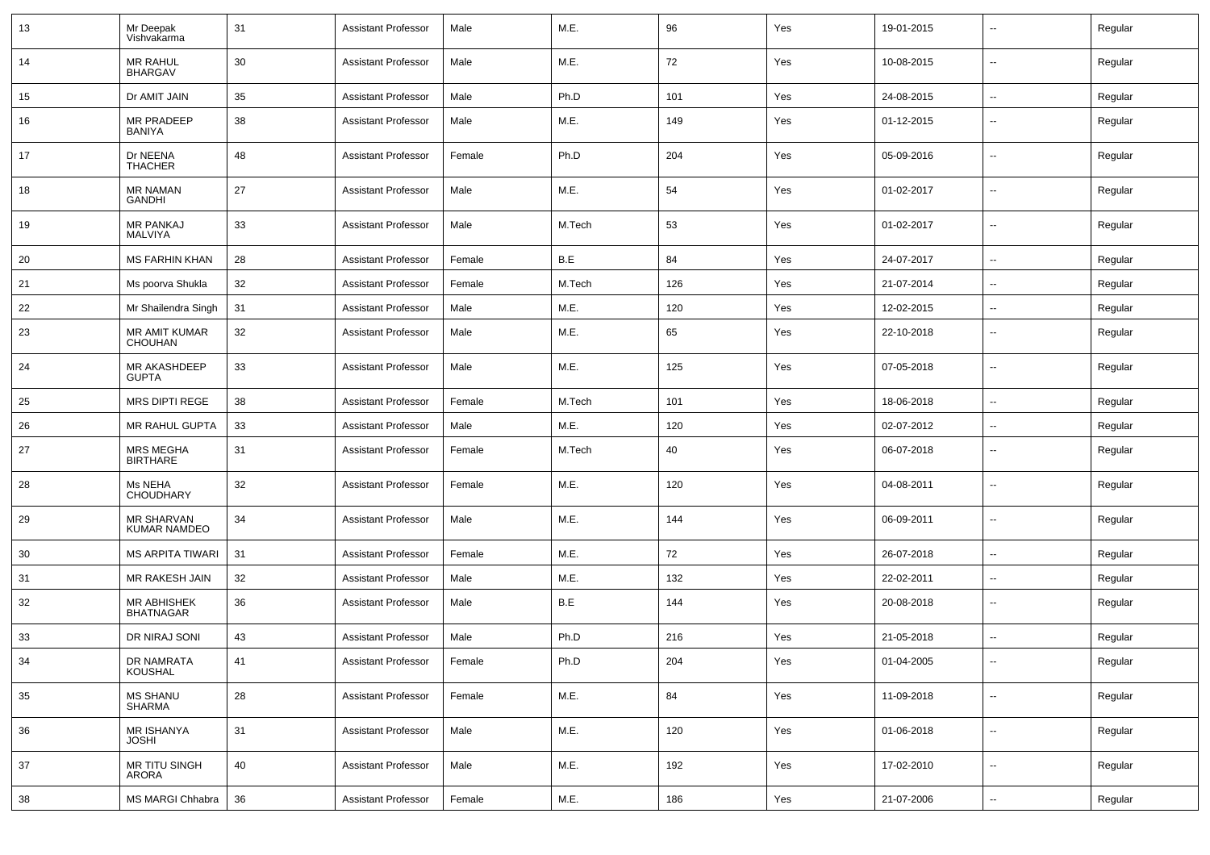| 13 | Mr Deepak Vishvakarma | 31 | Assistant Professor | Male | M.E. | 96 | Yes | 19-01-2015 | -- | Regular |
|---|---|---|---|---|---|---|---|---|---|---|
| 14 | MR RAHUL BHARGAV | 30 | Assistant Professor | Male | M.E. | 72 | Yes | 10-08-2015 | -- | Regular |
| 15 | Dr AMIT JAIN | 35 | Assistant Professor | Male | Ph.D | 101 | Yes | 24-08-2015 | -- | Regular |
| 16 | MR PRADEEP BANIYA | 38 | Assistant Professor | Male | M.E. | 149 | Yes | 01-12-2015 | -- | Regular |
| 17 | Dr NEENA THACHER | 48 | Assistant Professor | Female | Ph.D | 204 | Yes | 05-09-2016 | -- | Regular |
| 18 | MR NAMAN GANDHI | 27 | Assistant Professor | Male | M.E. | 54 | Yes | 01-02-2017 | -- | Regular |
| 19 | MR PANKAJ MALVIYA | 33 | Assistant Professor | Male | M.Tech | 53 | Yes | 01-02-2017 | -- | Regular |
| 20 | MS FARHIN KHAN | 28 | Assistant Professor | Female | B.E | 84 | Yes | 24-07-2017 | -- | Regular |
| 21 | Ms poorva Shukla | 32 | Assistant Professor | Female | M.Tech | 126 | Yes | 21-07-2014 | -- | Regular |
| 22 | Mr Shailendra Singh | 31 | Assistant Professor | Male | M.E. | 120 | Yes | 12-02-2015 | -- | Regular |
| 23 | MR AMIT KUMAR CHOUHAN | 32 | Assistant Professor | Male | M.E. | 65 | Yes | 22-10-2018 | -- | Regular |
| 24 | MR AKASHDEEP GUPTA | 33 | Assistant Professor | Male | M.E. | 125 | Yes | 07-05-2018 | -- | Regular |
| 25 | MRS DIPTI REGE | 38 | Assistant Professor | Female | M.Tech | 101 | Yes | 18-06-2018 | -- | Regular |
| 26 | MR RAHUL GUPTA | 33 | Assistant Professor | Male | M.E. | 120 | Yes | 02-07-2012 | -- | Regular |
| 27 | MRS MEGHA BIRTHARE | 31 | Assistant Professor | Female | M.Tech | 40 | Yes | 06-07-2018 | -- | Regular |
| 28 | Ms NEHA CHOUDHARY | 32 | Assistant Professor | Female | M.E. | 120 | Yes | 04-08-2011 | -- | Regular |
| 29 | MR SHARVAN KUMAR NAMDEO | 34 | Assistant Professor | Male | M.E. | 144 | Yes | 06-09-2011 | -- | Regular |
| 30 | MS ARPITA TIWARI | 31 | Assistant Professor | Female | M.E. | 72 | Yes | 26-07-2018 | -- | Regular |
| 31 | MR RAKESH JAIN | 32 | Assistant Professor | Male | M.E. | 132 | Yes | 22-02-2011 | -- | Regular |
| 32 | MR ABHISHEK BHATNAGAR | 36 | Assistant Professor | Male | B.E | 144 | Yes | 20-08-2018 | -- | Regular |
| 33 | DR NIRAJ SONI | 43 | Assistant Professor | Male | Ph.D | 216 | Yes | 21-05-2018 | -- | Regular |
| 34 | DR NAMRATA KOUSHAL | 41 | Assistant Professor | Female | Ph.D | 204 | Yes | 01-04-2005 | -- | Regular |
| 35 | MS SHANU SHARMA | 28 | Assistant Professor | Female | M.E. | 84 | Yes | 11-09-2018 | -- | Regular |
| 36 | MR ISHANYA JOSHI | 31 | Assistant Professor | Male | M.E. | 120 | Yes | 01-06-2018 | -- | Regular |
| 37 | MR TITU SINGH ARORA | 40 | Assistant Professor | Male | M.E. | 192 | Yes | 17-02-2010 | -- | Regular |
| 38 | MS MARGI Chhabra | 36 | Assistant Professor | Female | M.E. | 186 | Yes | 21-07-2006 | -- | Regular |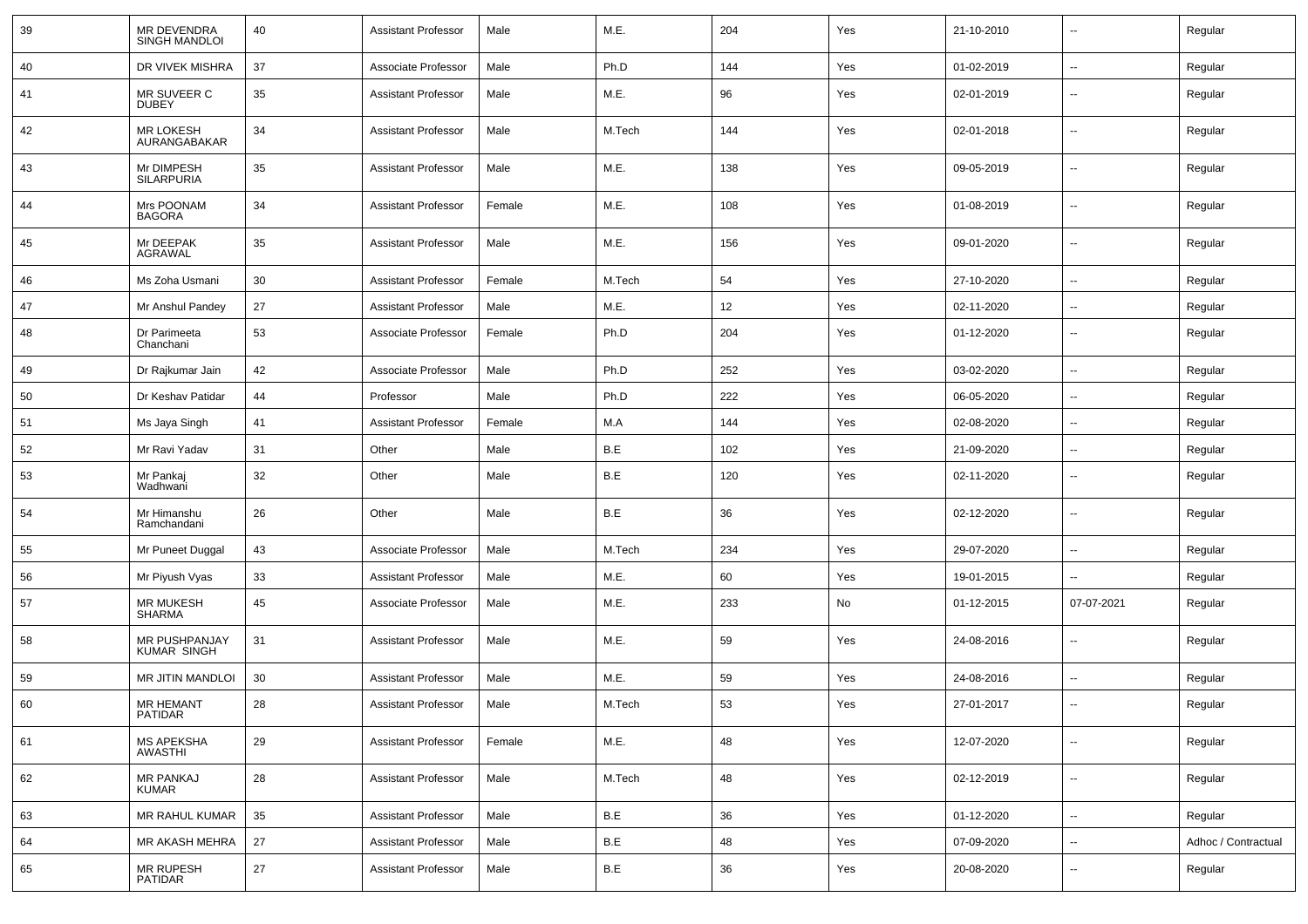| 39 | MR DEVENDRA SINGH MANDLOI | 40 | Assistant Professor | Male | M.E. | 204 | Yes | 21-10-2010 | -- | Regular |
|---|---|---|---|---|---|---|---|---|---|---|
| 40 | DR VIVEK MISHRA | 37 | Associate Professor | Male | Ph.D | 144 | Yes | 01-02-2019 | -- | Regular |
| 41 | MR SUVEER C DUBEY | 35 | Assistant Professor | Male | M.E. | 96 | Yes | 02-01-2019 | -- | Regular |
| 42 | MR LOKESH AURANGABAKAR | 34 | Assistant Professor | Male | M.Tech | 144 | Yes | 02-01-2018 | -- | Regular |
| 43 | Mr DIMPESH SILARPURIA | 35 | Assistant Professor | Male | M.E. | 138 | Yes | 09-05-2019 | -- | Regular |
| 44 | Mrs POONAM BAGORA | 34 | Assistant Professor | Female | M.E. | 108 | Yes | 01-08-2019 | -- | Regular |
| 45 | Mr DEEPAK AGRAWAL | 35 | Assistant Professor | Male | M.E. | 156 | Yes | 09-01-2020 | -- | Regular |
| 46 | Ms Zoha Usmani | 30 | Assistant Professor | Female | M.Tech | 54 | Yes | 27-10-2020 | -- | Regular |
| 47 | Mr Anshul Pandey | 27 | Assistant Professor | Male | M.E. | 12 | Yes | 02-11-2020 | -- | Regular |
| 48 | Dr Parimeeta Chanchani | 53 | Associate Professor | Female | Ph.D | 204 | Yes | 01-12-2020 | -- | Regular |
| 49 | Dr Rajkumar Jain | 42 | Associate Professor | Male | Ph.D | 252 | Yes | 03-02-2020 | -- | Regular |
| 50 | Dr Keshav Patidar | 44 | Professor | Male | Ph.D | 222 | Yes | 06-05-2020 | -- | Regular |
| 51 | Ms Jaya Singh | 41 | Assistant Professor | Female | M.A | 144 | Yes | 02-08-2020 | -- | Regular |
| 52 | Mr Ravi Yadav | 31 | Other | Male | B.E | 102 | Yes | 21-09-2020 | -- | Regular |
| 53 | Mr Pankaj Wadhwani | 32 | Other | Male | B.E | 120 | Yes | 02-11-2020 | -- | Regular |
| 54 | Mr Himanshu Ramchandani | 26 | Other | Male | B.E | 36 | Yes | 02-12-2020 | -- | Regular |
| 55 | Mr Puneet Duggal | 43 | Associate Professor | Male | M.Tech | 234 | Yes | 29-07-2020 | -- | Regular |
| 56 | Mr Piyush Vyas | 33 | Assistant Professor | Male | M.E. | 60 | Yes | 19-01-2015 | -- | Regular |
| 57 | MR MUKESH SHARMA | 45 | Associate Professor | Male | M.E. | 233 | No | 01-12-2015 | 07-07-2021 | Regular |
| 58 | MR PUSHPANJAY KUMAR SINGH | 31 | Assistant Professor | Male | M.E. | 59 | Yes | 24-08-2016 | -- | Regular |
| 59 | MR JITIN MANDLOI | 30 | Assistant Professor | Male | M.E. | 59 | Yes | 24-08-2016 | -- | Regular |
| 60 | MR HEMANT PATIDAR | 28 | Assistant Professor | Male | M.Tech | 53 | Yes | 27-01-2017 | -- | Regular |
| 61 | MS APEKSHA AWASTHI | 29 | Assistant Professor | Female | M.E. | 48 | Yes | 12-07-2020 | -- | Regular |
| 62 | MR PANKAJ KUMAR | 28 | Assistant Professor | Male | M.Tech | 48 | Yes | 02-12-2019 | -- | Regular |
| 63 | MR RAHUL KUMAR | 35 | Assistant Professor | Male | B.E | 36 | Yes | 01-12-2020 | -- | Regular |
| 64 | MR AKASH MEHRA | 27 | Assistant Professor | Male | B.E | 48 | Yes | 07-09-2020 | -- | Adhoc / Contractual |
| 65 | MR RUPESH PATIDAR | 27 | Assistant Professor | Male | B.E | 36 | Yes | 20-08-2020 | -- | Regular |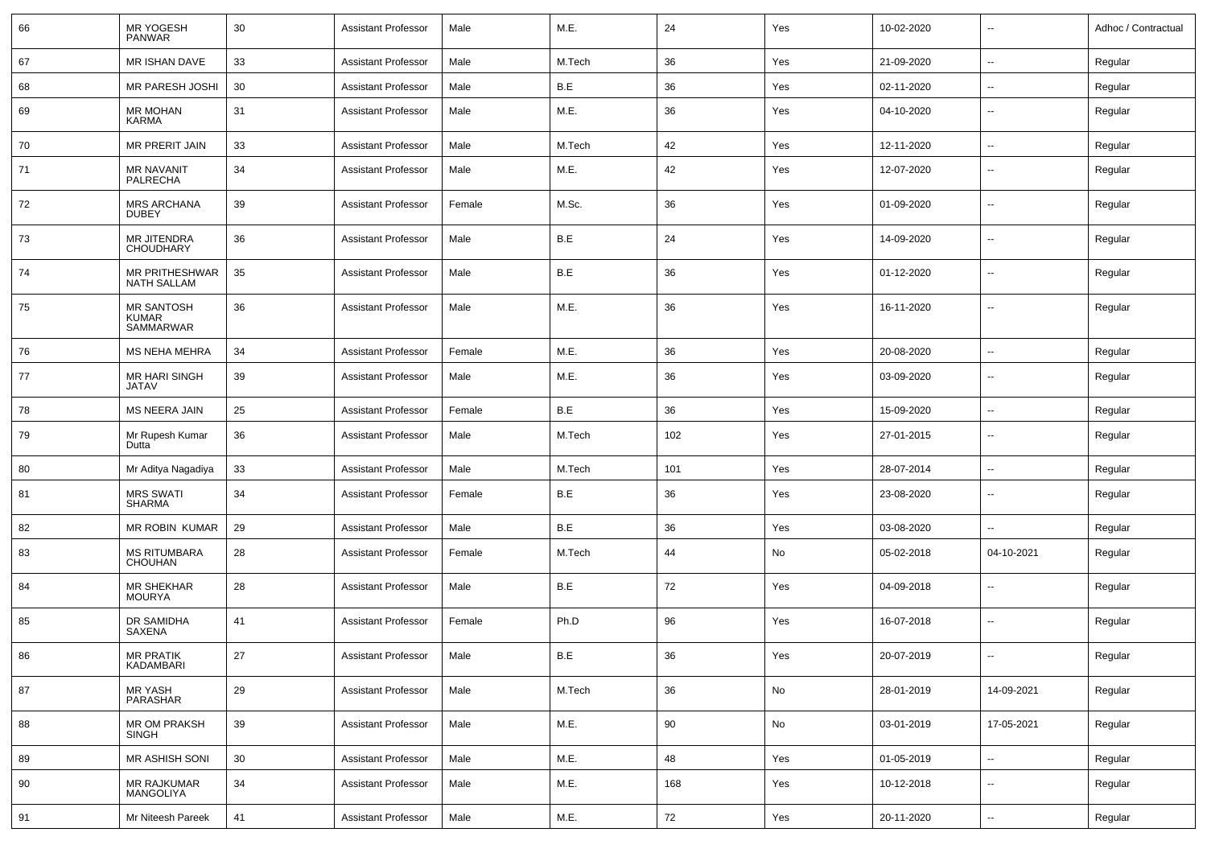| 66 | MR YOGESH PANWAR | 30 | Assistant Professor | Male | M.E. | 24 | Yes | 10-02-2020 | -- | Adhoc / Contractual |
|---|---|---|---|---|---|---|---|---|---|---|
| 67 | MR ISHAN DAVE | 33 | Assistant Professor | Male | M.Tech | 36 | Yes | 21-09-2020 | -- | Regular |
| 68 | MR PARESH JOSHI | 30 | Assistant Professor | Male | B.E | 36 | Yes | 02-11-2020 | -- | Regular |
| 69 | MR MOHAN KARMA | 31 | Assistant Professor | Male | M.E. | 36 | Yes | 04-10-2020 | -- | Regular |
| 70 | MR PRERIT JAIN | 33 | Assistant Professor | Male | M.Tech | 42 | Yes | 12-11-2020 | -- | Regular |
| 71 | MR NAVANIT PALRECHA | 34 | Assistant Professor | Male | M.E. | 42 | Yes | 12-07-2020 | -- | Regular |
| 72 | MRS ARCHANA DUBEY | 39 | Assistant Professor | Female | M.Sc. | 36 | Yes | 01-09-2020 | -- | Regular |
| 73 | MR JITENDRA CHOUDHARY | 36 | Assistant Professor | Male | B.E | 24 | Yes | 14-09-2020 | -- | Regular |
| 74 | MR PRITHESHWAR NATH SALLAM | 35 | Assistant Professor | Male | B.E | 36 | Yes | 01-12-2020 | -- | Regular |
| 75 | MR SANTOSH KUMAR SAMMARWAR | 36 | Assistant Professor | Male | M.E. | 36 | Yes | 16-11-2020 | -- | Regular |
| 76 | MS NEHA MEHRA | 34 | Assistant Professor | Female | M.E. | 36 | Yes | 20-08-2020 | -- | Regular |
| 77 | MR HARI SINGH JATAV | 39 | Assistant Professor | Male | M.E. | 36 | Yes | 03-09-2020 | -- | Regular |
| 78 | MS NEERA JAIN | 25 | Assistant Professor | Female | B.E | 36 | Yes | 15-09-2020 | -- | Regular |
| 79 | Mr Rupesh Kumar Dutta | 36 | Assistant Professor | Male | M.Tech | 102 | Yes | 27-01-2015 | -- | Regular |
| 80 | Mr Aditya Nagadiya | 33 | Assistant Professor | Male | M.Tech | 101 | Yes | 28-07-2014 | -- | Regular |
| 81 | MRS SWATI SHARMA | 34 | Assistant Professor | Female | B.E | 36 | Yes | 23-08-2020 | -- | Regular |
| 82 | MR ROBIN KUMAR | 29 | Assistant Professor | Male | B.E | 36 | Yes | 03-08-2020 | -- | Regular |
| 83 | MS RITUMBARA CHOUHAN | 28 | Assistant Professor | Female | M.Tech | 44 | No | 05-02-2018 | 04-10-2021 | Regular |
| 84 | MR SHEKHAR MOURYA | 28 | Assistant Professor | Male | B.E | 72 | Yes | 04-09-2018 | -- | Regular |
| 85 | DR SAMIDHA SAXENA | 41 | Assistant Professor | Female | Ph.D | 96 | Yes | 16-07-2018 | -- | Regular |
| 86 | MR PRATIK KADAMBARI | 27 | Assistant Professor | Male | B.E | 36 | Yes | 20-07-2019 | -- | Regular |
| 87 | MR YASH PARASHAR | 29 | Assistant Professor | Male | M.Tech | 36 | No | 28-01-2019 | 14-09-2021 | Regular |
| 88 | MR OM PRAKSH SINGH | 39 | Assistant Professor | Male | M.E. | 90 | No | 03-01-2019 | 17-05-2021 | Regular |
| 89 | MR ASHISH SONI | 30 | Assistant Professor | Male | M.E. | 48 | Yes | 01-05-2019 | -- | Regular |
| 90 | MR RAJKUMAR MANGOLIYA | 34 | Assistant Professor | Male | M.E. | 168 | Yes | 10-12-2018 | -- | Regular |
| 91 | Mr Niteesh Pareek | 41 | Assistant Professor | Male | M.E. | 72 | Yes | 20-11-2020 | -- | Regular |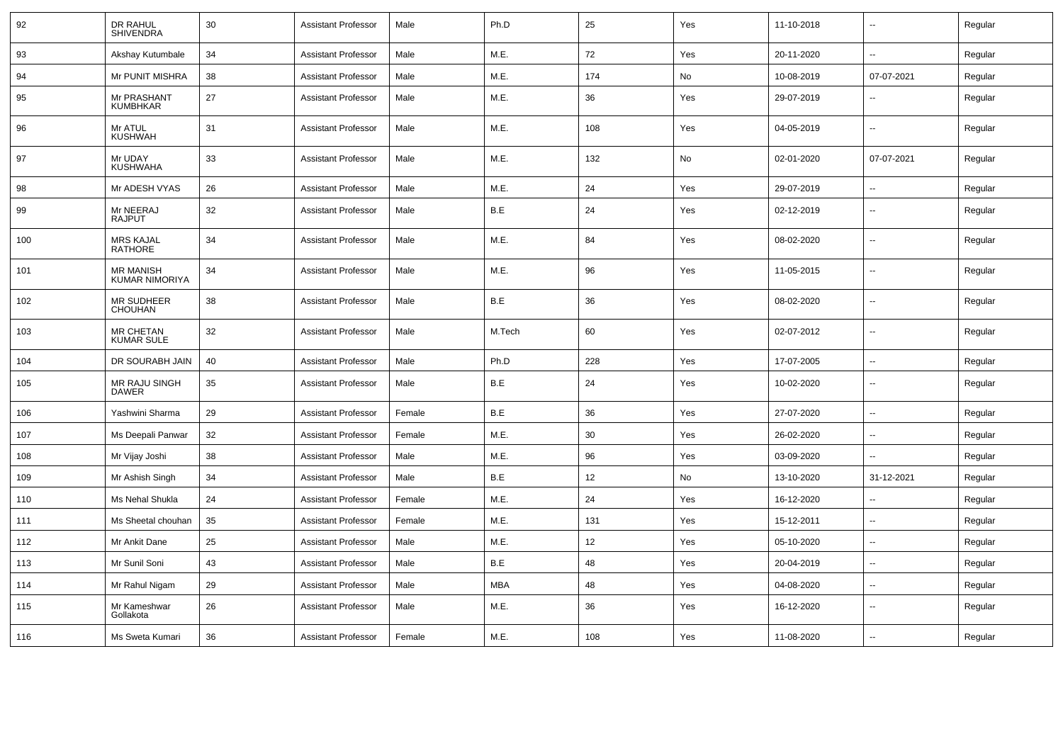| | | | | | | | | | | |
|---|---|---|---|---|---|---|---|---|---|---|
| 92 | DR RAHUL SHIVENDRA | 30 | Assistant Professor | Male | Ph.D | 25 | Yes | 11-10-2018 | -- | Regular |
| 93 | Akshay Kutumbale | 34 | Assistant Professor | Male | M.E. | 72 | Yes | 20-11-2020 | -- | Regular |
| 94 | Mr PUNIT MISHRA | 38 | Assistant Professor | Male | M.E. | 174 | No | 10-08-2019 | 07-07-2021 | Regular |
| 95 | Mr PRASHANT KUMBHKAR | 27 | Assistant Professor | Male | M.E. | 36 | Yes | 29-07-2019 | -- | Regular |
| 96 | Mr ATUL KUSHWAH | 31 | Assistant Professor | Male | M.E. | 108 | Yes | 04-05-2019 | -- | Regular |
| 97 | Mr UDAY KUSHWAHA | 33 | Assistant Professor | Male | M.E. | 132 | No | 02-01-2020 | 07-07-2021 | Regular |
| 98 | Mr ADESH VYAS | 26 | Assistant Professor | Male | M.E. | 24 | Yes | 29-07-2019 | -- | Regular |
| 99 | Mr NEERAJ RAJPUT | 32 | Assistant Professor | Male | B.E | 24 | Yes | 02-12-2019 | -- | Regular |
| 100 | MRS KAJAL RATHORE | 34 | Assistant Professor | Male | M.E. | 84 | Yes | 08-02-2020 | -- | Regular |
| 101 | MR MANISH KUMAR NIMORIYA | 34 | Assistant Professor | Male | M.E. | 96 | Yes | 11-05-2015 | -- | Regular |
| 102 | MR SUDHEER CHOUHAN | 38 | Assistant Professor | Male | B.E | 36 | Yes | 08-02-2020 | -- | Regular |
| 103 | MR CHETAN KUMAR SULE | 32 | Assistant Professor | Male | M.Tech | 60 | Yes | 02-07-2012 | -- | Regular |
| 104 | DR SOURABH JAIN | 40 | Assistant Professor | Male | Ph.D | 228 | Yes | 17-07-2005 | -- | Regular |
| 105 | MR RAJU SINGH DAWER | 35 | Assistant Professor | Male | B.E | 24 | Yes | 10-02-2020 | -- | Regular |
| 106 | Yashwini Sharma | 29 | Assistant Professor | Female | B.E | 36 | Yes | 27-07-2020 | -- | Regular |
| 107 | Ms Deepali Panwar | 32 | Assistant Professor | Female | M.E. | 30 | Yes | 26-02-2020 | -- | Regular |
| 108 | Mr Vijay Joshi | 38 | Assistant Professor | Male | M.E. | 96 | Yes | 03-09-2020 | -- | Regular |
| 109 | Mr Ashish Singh | 34 | Assistant Professor | Male | B.E | 12 | No | 13-10-2020 | 31-12-2021 | Regular |
| 110 | Ms Nehal Shukla | 24 | Assistant Professor | Female | M.E. | 24 | Yes | 16-12-2020 | -- | Regular |
| 111 | Ms Sheetal chouhan | 35 | Assistant Professor | Female | M.E. | 131 | Yes | 15-12-2011 | -- | Regular |
| 112 | Mr Ankit Dane | 25 | Assistant Professor | Male | M.E. | 12 | Yes | 05-10-2020 | -- | Regular |
| 113 | Mr Sunil Soni | 43 | Assistant Professor | Male | B.E | 48 | Yes | 20-04-2019 | -- | Regular |
| 114 | Mr Rahul Nigam | 29 | Assistant Professor | Male | MBA | 48 | Yes | 04-08-2020 | -- | Regular |
| 115 | Mr Kameshwar Gollakota | 26 | Assistant Professor | Male | M.E. | 36 | Yes | 16-12-2020 | -- | Regular |
| 116 | Ms Sweta Kumari | 36 | Assistant Professor | Female | M.E. | 108 | Yes | 11-08-2020 | -- | Regular |